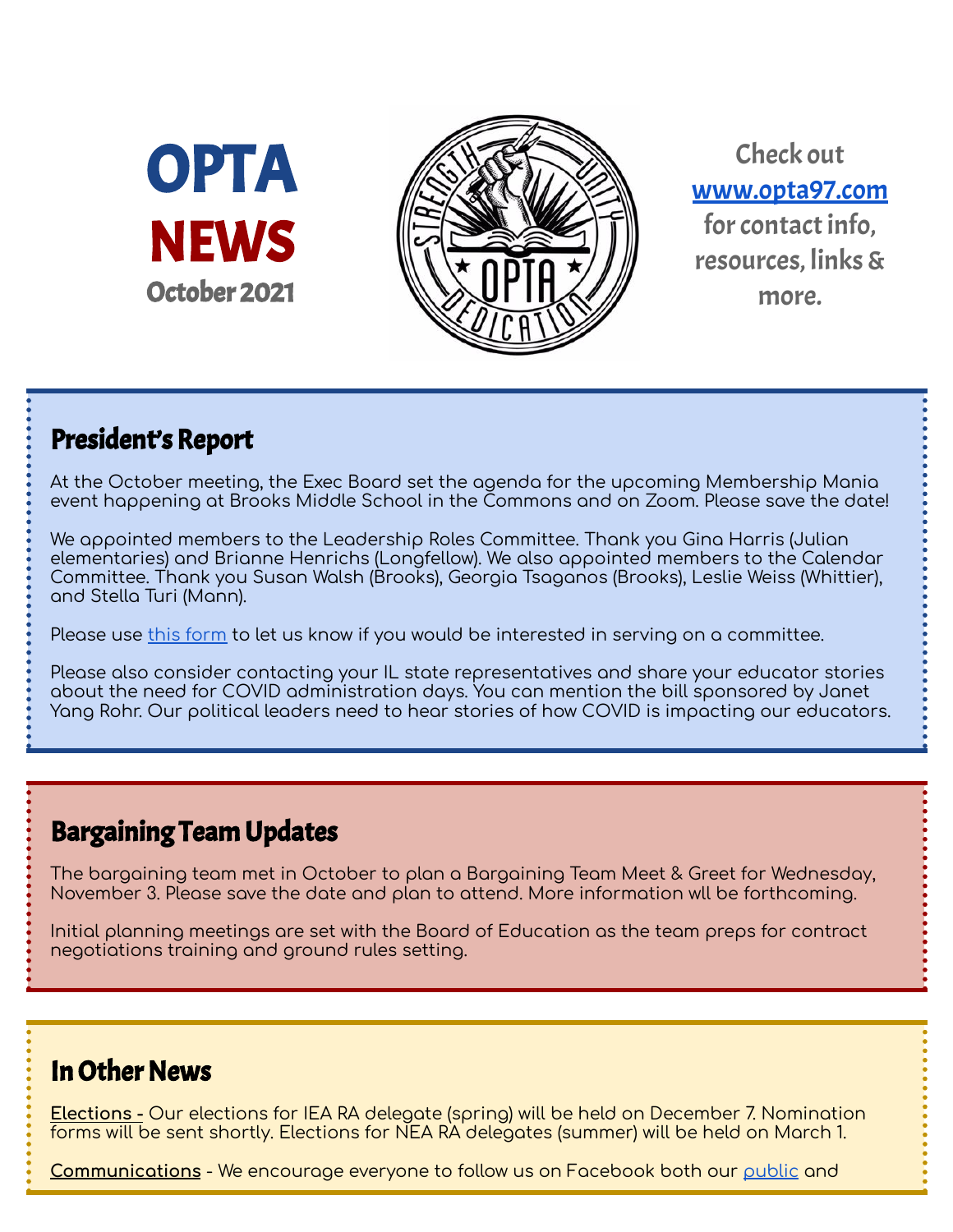# OPTA NEWS

October 2021

Check out [www.opta97.com](http://www.opta97.com) for contact info, resources, links & more.

## President's Report

At the October meeting, the Exec Board set the agenda for the upcoming Membership Mania event happening at Brooks Middle School in the Commons and on Zoom. Please save the date!

We appointed members to the Leadership Roles Committee. Thank you Gina Harris (Julian elementaries) and Brianne Henrichs (Longfellow). We also appointed members to the Calendar Committee. Thank you Susan Walsh (Brooks), Georgia Tsaganos (Brooks), Leslie Weiss (Whittier), and Stella Turi (Mann).

Please use this form to let us know if you would be interested in serving on a committee.

Please also consider contacting your IL state representatives and share your educator stories about the need for COVID administration days. You can mention the bill sponsored by Janet Yang Rohr. Our political leaders need to hear stories of how COVID is impacting our educators.

## Bargaining Team Updates

The bargaining team met in October to plan a Bargaining Team Meet & Greet for Wednesday, November 3. Please save the date and plan to attend. More information wll be forthcoming.

Initial planning meetings are set with the Board of Education as the team preps for contract negotiations training and ground rules setting.

## In Other News

**Elections -** Our elections for IEA RA delegate (spring) will be held on December 7. Nomination forms will be sent shortly. Elections for NEA RA delegates (summer) will be held on March 1.

**Communications** - We encourage everyone to follow us on Facebook both our public and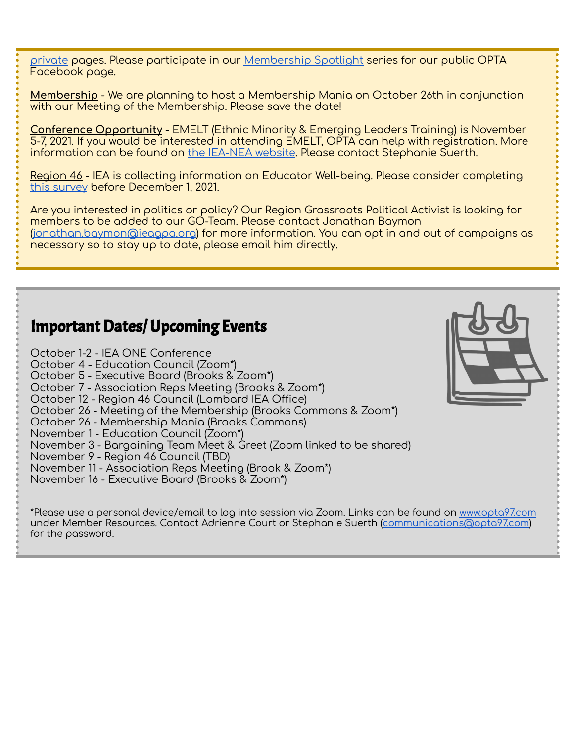private pages. Please participate in our Membership Spotlight series for our public OPTA Facebook page.

**Membership** - We are planning to host a Membership Mania on October 26th in conjunction with our Meeting of the Membership. Please save the date!

**Conference Opportunity** - EMELT (Ethnic Minority & Emerging Leaders Training) is November 5-7, 2021. If you would be interested in attending EMELT, OPTA can help with registration. More information can be found on the IEA-NEA website. Please contact Stephanie Suerth.

Region 46 - IEA is collecting information on Educator Well-being. Please consider completing this survey before December 1, 2021.

Are you interested in politics or policy? Our Region Grassroots Political Activist is looking for members to be added to our GO-Team. Please contact Jonathan Baymon (jonathan.baymon@ieagpa.org) for more information. You can opt in and out of campaigns as necessary so to stay up to date, please email him directly.

## Important Dates/ Upcoming Events

October 1-2 - IEA ONE Conference
October 4 - Education Council (Zoom*)
October 5 - Executive Board (Brooks & Zoom*)
October 7 - Association Reps Meeting (Brooks & Zoom*)
October 12 - Region 46 Council (Lombard IEA Office)
October 26 - Meeting of the Membership (Brooks Commons & Zoom*)
October 26 - Membership Mania (Brooks Commons)
November 1 - Education Council (Zoom*)
November 3 - Bargaining Team Meet & Greet (Zoom linked to be shared)
November 9 - Region 46 Council (TBD)
November 11 - Association Reps Meeting (Brook & Zoom*)
November 16 - Executive Board (Brooks & Zoom*)

*Please use a personal device/email to log into session via Zoom. Links can be found on www.opta97.com under Member Resources. Contact Adrienne Court or Stephanie Suerth (communications@opta97.com) for the password.